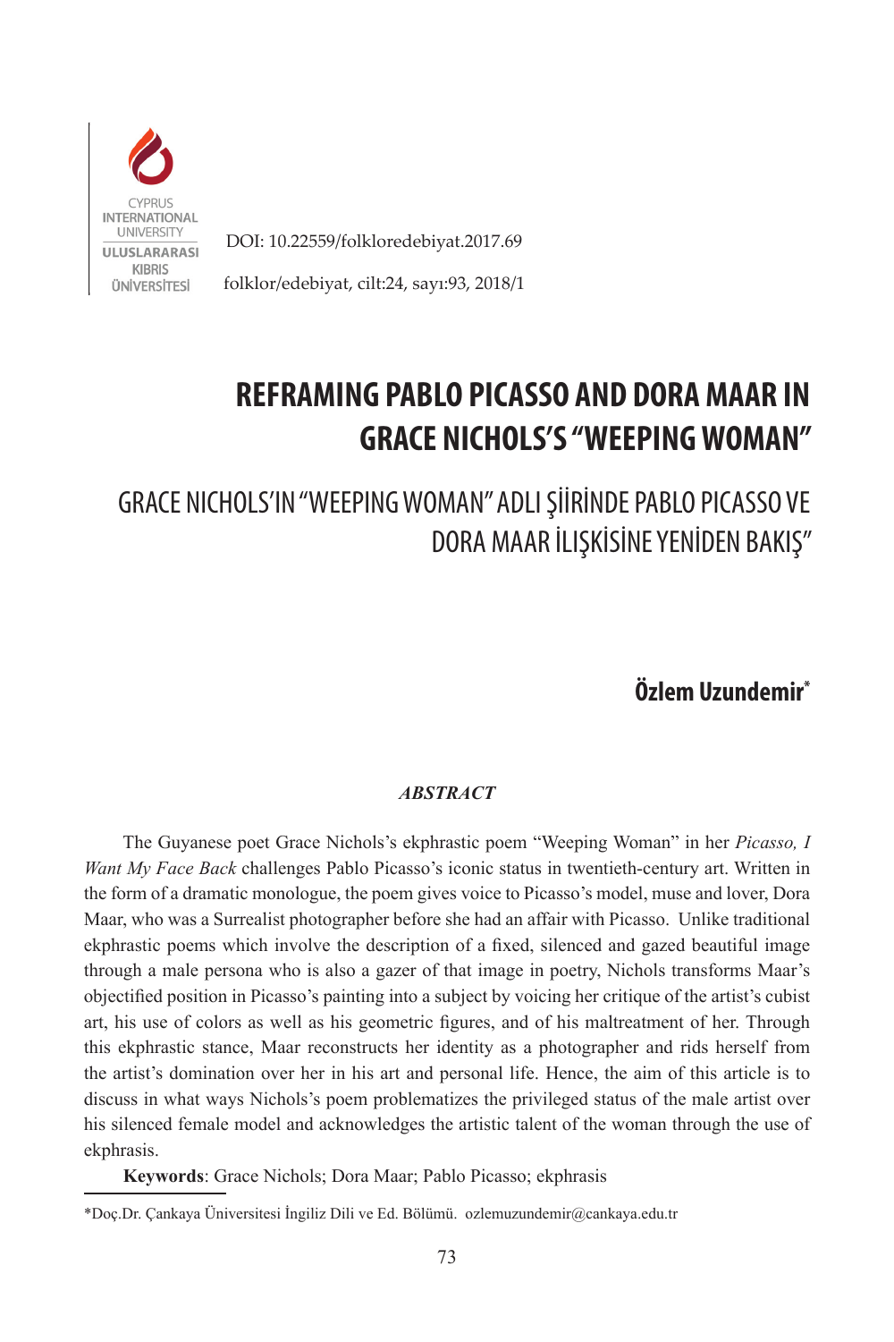DOI: 10.22559/folkloredebiyat.2017.69

folklor/edebiyat, cilt:24, sayı:93, 2018/1

# REFRAMING PABLO PICASSO AND DORA MAAR IN GRACE NICHOLS'S "WEEPING WOMAN"

## GRACE NICHOLS'IN "WEEPING WOMAN" ADLI ŞİİRİNDE PABLO PICASSO VE DORA MAAR İLİŞKİSİNE YENİDEN BAKIŞ"

**Özlem Uzundemir***

***ABSTRACT***

The Guyanese poet Grace Nichols's ekphrastic poem "Weeping Woman" in her *Picasso, I Want My Face Back* challenges Pablo Picasso's iconic status in twentieth-century art. Written in the form of a dramatic monologue, the poem gives voice to Picasso's model, muse and lover, Dora Maar, who was a Surrealist photographer before she had an affair with Picasso. Unlike traditional ekphrastic poems which involve the description of a fixed, silenced and gazed beautiful image through a male persona who is also a gazer of that image in poetry, Nichols transforms Maar's objectified position in Picasso's painting into a subject by voicing her critique of the artist's cubist art, his use of colors as well as his geometric figures, and of his maltreatment of her. Through this ekphrastic stance, Maar reconstructs her identity as a photographer and rids herself from the artist's domination over her in his art and personal life. Hence, the aim of this article is to discuss in what ways Nichols's poem problematizes the privileged status of the male artist over his silenced female model and acknowledges the artistic talent of the woman through the use of ekphrasis.

**Keywords**: Grace Nichols; Dora Maar; Pablo Picasso; ekphrasis

*Doç.Dr. Çankaya Üniversitesi İngiliz Dili ve Ed. Bölümü. ozlemuzundemir@cankaya.edu.tr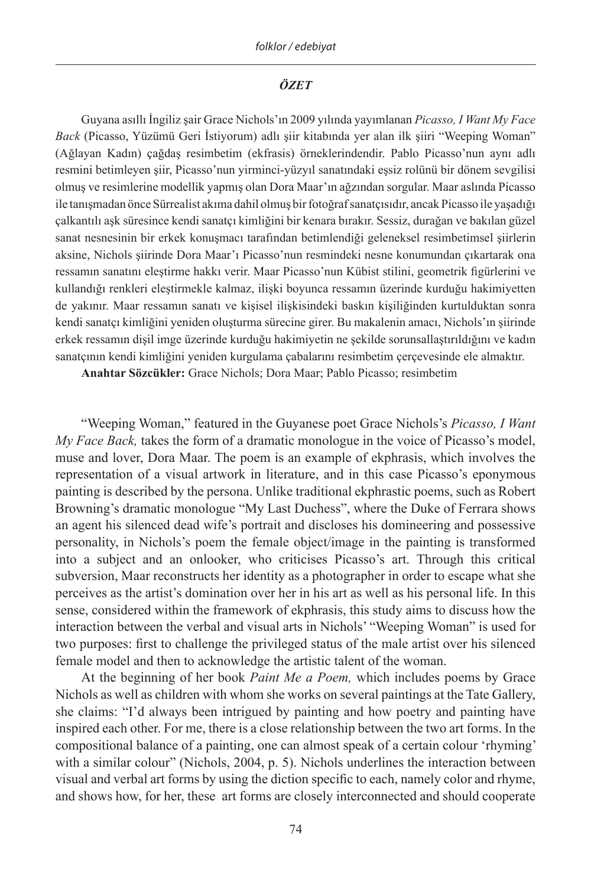### *ÖZET*

Guyana asıllı İngiliz şair Grace Nichols'ın 2009 yılında yayımlanan *Picasso, I Want My Face Back* (Picasso, Yüzümü Geri İstiyorum) adlı şiir kitabında yer alan ilk şiiri "Weeping Woman" (Ağlayan Kadın) çağdaş resimbetim (ekfrasis) örneklerindendir. Pablo Picasso'nun aynı adlı resmini betimleyen şiir, Picasso'nun yirminci-yüzyıl sanatındaki eşsiz rolünü bir dönem sevgilisi olmuş ve resimlerine modellik yapmış olan Dora Maar'ın ağzından sorgular. Maar aslında Picasso ile tanışmadan önce Sürrealist akıma dahil olmuş bir fotoğraf sanatçısıdır, ancak Picasso ile yaşadığı çalkantılı aşk süresince kendi sanatçı kimliğini bir kenara bırakır. Sessiz, durağan ve bakılan güzel sanat nesnesinin bir erkek konuşmacı tarafından betimlendiği geleneksel resimbetimsel şiirlerin aksine, Nichols şiirinde Dora Maar'ı Picasso'nun resmindeki nesne konumundan çıkartarak ona ressamın sanatını eleştirme hakkı verir. Maar Picasso'nun Kübist stilini, geometrik figürlerini ve kullandığı renkleri eleştirmekle kalmaz, ilişki boyunca ressamın üzerinde kurduğu hakimiyetten de yakınır. Maar ressamın sanatı ve kişisel ilişkisindeki baskın kişiliğinden kurtulduktan sonra kendi sanatçı kimliğini yeniden oluşturma sürecine girer. Bu makalenin amacı, Nichols'ın şiirinde erkek ressamın dişil imge üzerinde kurduğu hakimiyetin ne şekilde sorunsallaştırıldığını ve kadın sanatçının kendi kimliğini yeniden kurgulama çabalarını resimbetim çerçevesinde ele almaktır.

**Anahtar Sözcükler:** Grace Nichols; Dora Maar; Pablo Picasso; resimbetim

"Weeping Woman," featured in the Guyanese poet Grace Nichols's *Picasso, I Want My Face Back,* takes the form of a dramatic monologue in the voice of Picasso's model, muse and lover, Dora Maar. The poem is an example of ekphrasis, which involves the representation of a visual artwork in literature, and in this case Picasso's eponymous painting is described by the persona. Unlike traditional ekphrastic poems, such as Robert Browning's dramatic monologue "My Last Duchess", where the Duke of Ferrara shows an agent his silenced dead wife's portrait and discloses his domineering and possessive personality, in Nichols's poem the female object/image in the painting is transformed into a subject and an onlooker, who criticises Picasso's art. Through this critical subversion, Maar reconstructs her identity as a photographer in order to escape what she perceives as the artist's domination over her in his art as well as his personal life. In this sense, considered within the framework of ekphrasis, this study aims to discuss how the interaction between the verbal and visual arts in Nichols' "Weeping Woman" is used for two purposes: first to challenge the privileged status of the male artist over his silenced female model and then to acknowledge the artistic talent of the woman.

At the beginning of her book *Paint Me a Poem,* which includes poems by Grace Nichols as well as children with whom she works on several paintings at the Tate Gallery, she claims: "I'd always been intrigued by painting and how poetry and painting have inspired each other. For me, there is a close relationship between the two art forms. In the compositional balance of a painting, one can almost speak of a certain colour 'rhyming' with a similar colour" (Nichols, 2004, p. 5). Nichols underlines the interaction between visual and verbal art forms by using the diction specific to each, namely color and rhyme, and shows how, for her, these art forms are closely interconnected and should cooperate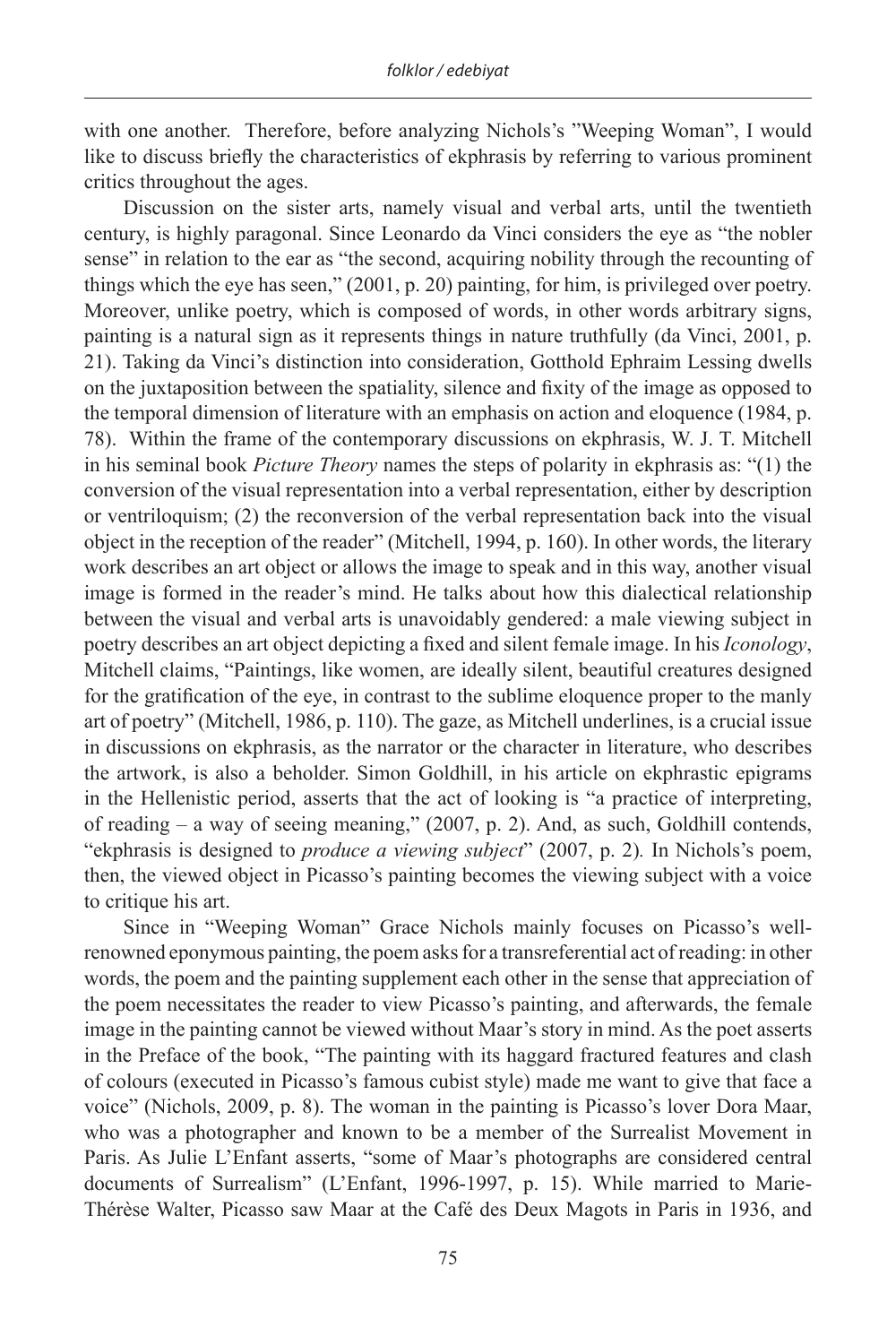with one another. Therefore, before analyzing Nichols's "Weeping Woman", I would like to discuss briefly the characteristics of ekphrasis by referring to various prominent critics throughout the ages.

Discussion on the sister arts, namely visual and verbal arts, until the twentieth century, is highly paragonal. Since Leonardo da Vinci considers the eye as "the nobler sense" in relation to the ear as "the second, acquiring nobility through the recounting of things which the eye has seen," (2001, p. 20) painting, for him, is privileged over poetry. Moreover, unlike poetry, which is composed of words, in other words arbitrary signs, painting is a natural sign as it represents things in nature truthfully (da Vinci, 2001, p. 21). Taking da Vinci's distinction into consideration, Gotthold Ephraim Lessing dwells on the juxtaposition between the spatiality, silence and fixity of the image as opposed to the temporal dimension of literature with an emphasis on action and eloquence (1984, p. 78). Within the frame of the contemporary discussions on ekphrasis, W. J. T. Mitchell in his seminal book *Picture Theory* names the steps of polarity in ekphrasis as: "(1) the conversion of the visual representation into a verbal representation, either by description or ventriloquism; (2) the reconversion of the verbal representation back into the visual object in the reception of the reader" (Mitchell, 1994, p. 160). In other words, the literary work describes an art object or allows the image to speak and in this way, another visual image is formed in the reader's mind. He talks about how this dialectical relationship between the visual and verbal arts is unavoidably gendered: a male viewing subject in poetry describes an art object depicting a fixed and silent female image. In his *Iconology*, Mitchell claims, "Paintings, like women, are ideally silent, beautiful creatures designed for the gratification of the eye, in contrast to the sublime eloquence proper to the manly art of poetry" (Mitchell, 1986, p. 110). The gaze, as Mitchell underlines, is a crucial issue in discussions on ekphrasis, as the narrator or the character in literature, who describes the artwork, is also a beholder. Simon Goldhill, in his article on ekphrastic epigrams in the Hellenistic period, asserts that the act of looking is "a practice of interpreting, of reading – a way of seeing meaning," (2007, p. 2). And, as such, Goldhill contends, "ekphrasis is designed to *produce a viewing subject*" (2007, p. 2)*.* In Nichols's poem, then, the viewed object in Picasso's painting becomes the viewing subject with a voice to critique his art.

Since in "Weeping Woman" Grace Nichols mainly focuses on Picasso's well-renowned eponymous painting, the poem asks for a transreferential act of reading: in other words, the poem and the painting supplement each other in the sense that appreciation of the poem necessitates the reader to view Picasso's painting, and afterwards, the female image in the painting cannot be viewed without Maar's story in mind. As the poet asserts in the Preface of the book, "The painting with its haggard fractured features and clash of colours (executed in Picasso's famous cubist style) made me want to give that face a voice" (Nichols, 2009, p. 8). The woman in the painting is Picasso's lover Dora Maar, who was a photographer and known to be a member of the Surrealist Movement in Paris. As Julie L'Enfant asserts, "some of Maar's photographs are considered central documents of Surrealism" (L'Enfant, 1996-1997, p. 15). While married to Marie-Thérèse Walter, Picasso saw Maar at the Café des Deux Magots in Paris in 1936, and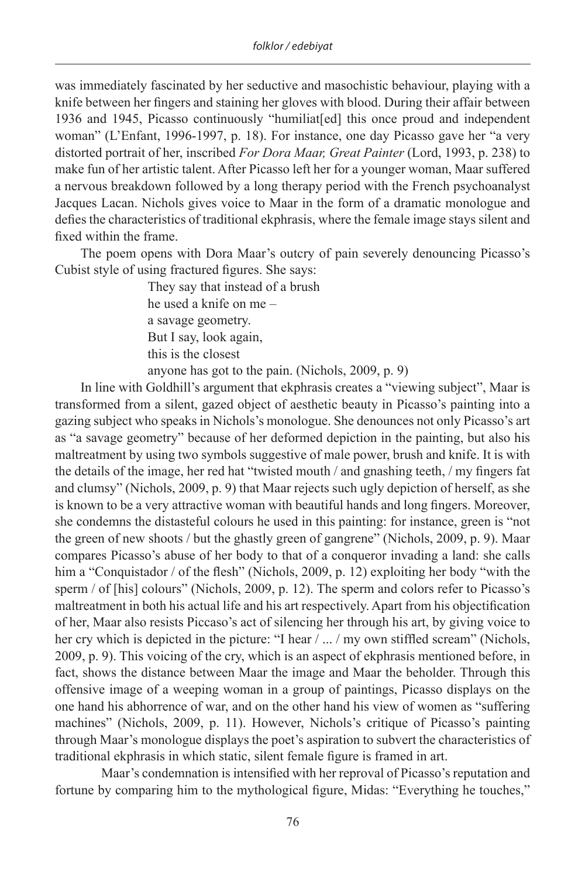was immediately fascinated by her seductive and masochistic behaviour, playing with a knife between her fingers and staining her gloves with blood. During their affair between 1936 and 1945, Picasso continuously "humiliat[ed] this once proud and independent woman" (L'Enfant, 1996-1997, p. 18). For instance, one day Picasso gave her "a very distorted portrait of her, inscribed *For Dora Maar, Great Painter* (Lord, 1993, p. 238) to make fun of her artistic talent. After Picasso left her for a younger woman, Maar suffered a nervous breakdown followed by a long therapy period with the French psychoanalyst Jacques Lacan. Nichols gives voice to Maar in the form of a dramatic monologue and defies the characteristics of traditional ekphrasis, where the female image stays silent and fixed within the frame.

The poem opens with Dora Maar's outcry of pain severely denouncing Picasso's Cubist style of using fractured figures. She says:

> They say that instead of a brush
> he used a knife on me –
> a savage geometry.
> But I say, look again,
> this is the closest
> anyone has got to the pain. (Nichols, 2009, p. 9)

In line with Goldhill's argument that ekphrasis creates a "viewing subject", Maar is transformed from a silent, gazed object of aesthetic beauty in Picasso's painting into a gazing subject who speaks in Nichols's monologue. She denounces not only Picasso's art as "a savage geometry" because of her deformed depiction in the painting, but also his maltreatment by using two symbols suggestive of male power, brush and knife. It is with the details of the image, her red hat "twisted mouth / and gnashing teeth, / my fingers fat and clumsy" (Nichols, 2009, p. 9) that Maar rejects such ugly depiction of herself, as she is known to be a very attractive woman with beautiful hands and long fingers. Moreover, she condemns the distasteful colours he used in this painting: for instance, green is "not the green of new shoots / but the ghastly green of gangrene" (Nichols, 2009, p. 9). Maar compares Picasso's abuse of her body to that of a conqueror invading a land: she calls him a "Conquistador / of the flesh" (Nichols, 2009, p. 12) exploiting her body "with the sperm / of [his] colours" (Nichols, 2009, p. 12). The sperm and colors refer to Picasso's maltreatment in both his actual life and his art respectively. Apart from his objectification of her, Maar also resists Piccaso's act of silencing her through his art, by giving voice to her cry which is depicted in the picture: "I hear / ... / my own stiffled scream" (Nichols, 2009, p. 9). This voicing of the cry, which is an aspect of ekphrasis mentioned before, in fact, shows the distance between Maar the image and Maar the beholder. Through this offensive image of a weeping woman in a group of paintings, Picasso displays on the one hand his abhorrence of war, and on the other hand his view of women as "suffering machines" (Nichols, 2009, p. 11). However, Nichols's critique of Picasso's painting through Maar's monologue displays the poet's aspiration to subvert the characteristics of traditional ekphrasis in which static, silent female figure is framed in art.

Maar's condemnation is intensified with her reproval of Picasso's reputation and fortune by comparing him to the mythological figure, Midas: "Everything he touches,"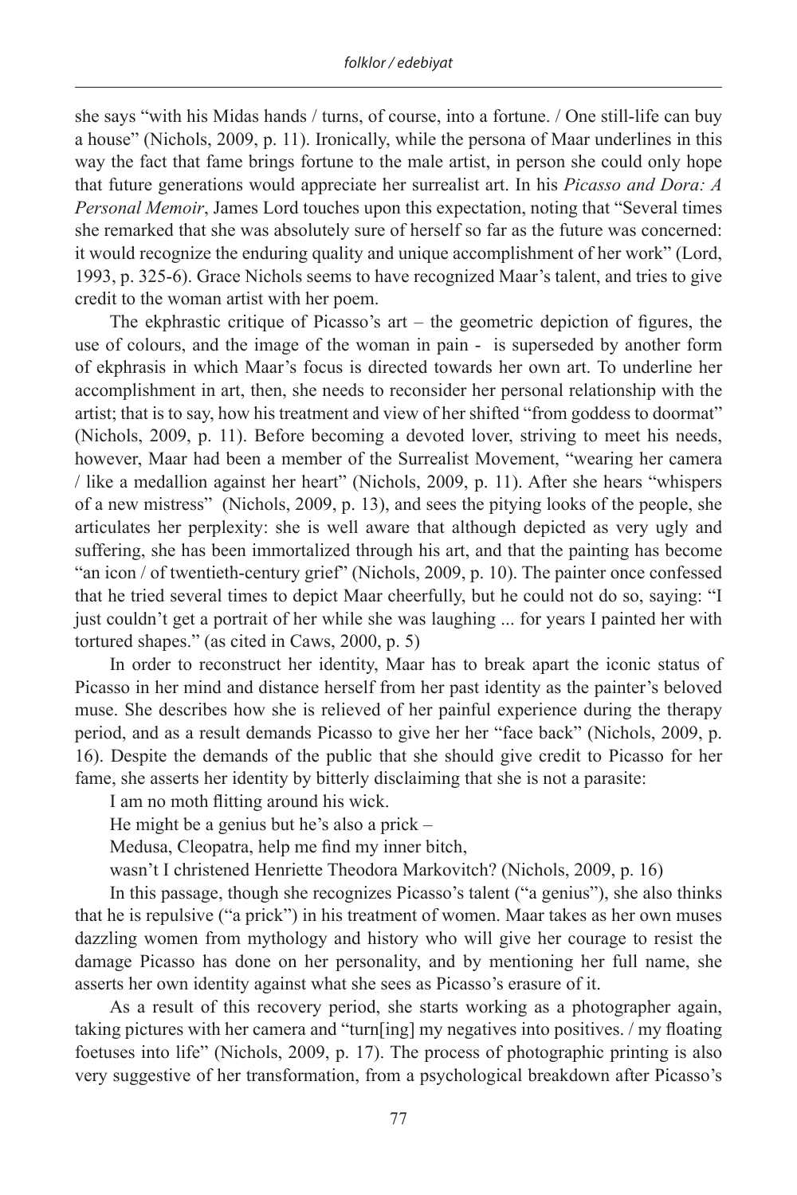she says "with his Midas hands / turns, of course, into a fortune. / One still-life can buy a house" (Nichols, 2009, p. 11). Ironically, while the persona of Maar underlines in this way the fact that fame brings fortune to the male artist, in person she could only hope that future generations would appreciate her surrealist art. In his *Picasso and Dora: A Personal Memoir*, James Lord touches upon this expectation, noting that "Several times she remarked that she was absolutely sure of herself so far as the future was concerned: it would recognize the enduring quality and unique accomplishment of her work" (Lord, 1993, p. 325-6). Grace Nichols seems to have recognized Maar's talent, and tries to give credit to the woman artist with her poem.

The ekphrastic critique of Picasso's art – the geometric depiction of figures, the use of colours, and the image of the woman in pain - is superseded by another form of ekphrasis in which Maar's focus is directed towards her own art. To underline her accomplishment in art, then, she needs to reconsider her personal relationship with the artist; that is to say, how his treatment and view of her shifted "from goddess to doormat" (Nichols, 2009, p. 11). Before becoming a devoted lover, striving to meet his needs, however, Maar had been a member of the Surrealist Movement, "wearing her camera / like a medallion against her heart" (Nichols, 2009, p. 11). After she hears "whispers of a new mistress" (Nichols, 2009, p. 13), and sees the pitying looks of the people, she articulates her perplexity: she is well aware that although depicted as very ugly and suffering, she has been immortalized through his art, and that the painting has become "an icon / of twentieth-century grief" (Nichols, 2009, p. 10). The painter once confessed that he tried several times to depict Maar cheerfully, but he could not do so, saying: "I just couldn't get a portrait of her while she was laughing ... for years I painted her with tortured shapes." (as cited in Caws, 2000, p. 5)

In order to reconstruct her identity, Maar has to break apart the iconic status of Picasso in her mind and distance herself from her past identity as the painter's beloved muse. She describes how she is relieved of her painful experience during the therapy period, and as a result demands Picasso to give her her "face back" (Nichols, 2009, p. 16). Despite the demands of the public that she should give credit to Picasso for her fame, she asserts her identity by bitterly disclaiming that she is not a parasite:

I am no moth flitting around his wick.
He might be a genius but he's also a prick –
Medusa, Cleopatra, help me find my inner bitch,
wasn't I christened Henriette Theodora Markovitch? (Nichols, 2009, p. 16)

In this passage, though she recognizes Picasso's talent ("a genius"), she also thinks that he is repulsive ("a prick") in his treatment of women. Maar takes as her own muses dazzling women from mythology and history who will give her courage to resist the damage Picasso has done on her personality, and by mentioning her full name, she asserts her own identity against what she sees as Picasso's erasure of it.

As a result of this recovery period, she starts working as a photographer again, taking pictures with her camera and "turn[ing] my negatives into positives. / my floating foetuses into life" (Nichols, 2009, p. 17). The process of photographic printing is also very suggestive of her transformation, from a psychological breakdown after Picasso's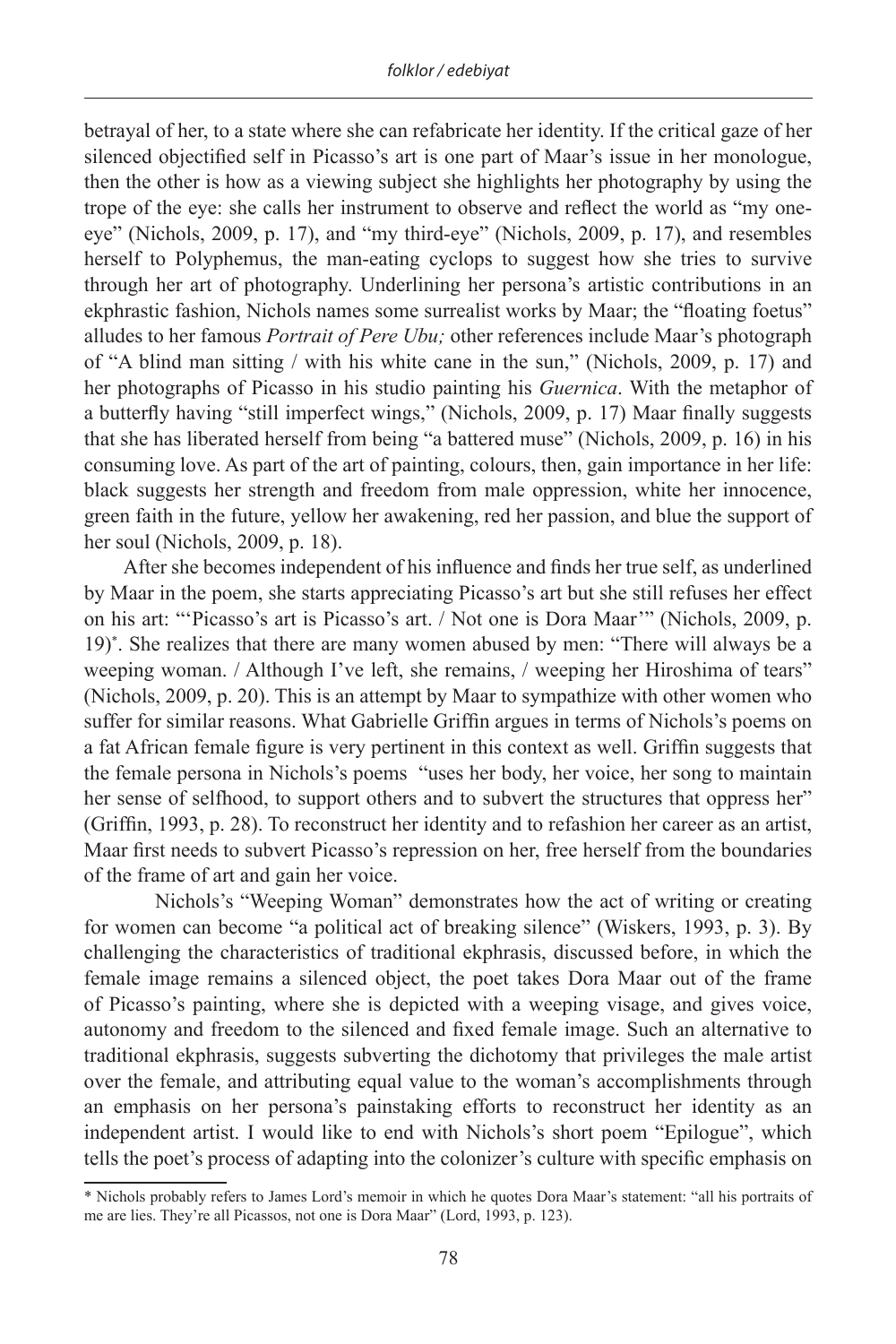betrayal of her, to a state where she can refabricate her identity. If the critical gaze of her silenced objectified self in Picasso's art is one part of Maar's issue in her monologue, then the other is how as a viewing subject she highlights her photography by using the trope of the eye: she calls her instrument to observe and reflect the world as "my one-eye" (Nichols, 2009, p. 17), and "my third-eye" (Nichols, 2009, p. 17), and resembles herself to Polyphemus, the man-eating cyclops to suggest how she tries to survive through her art of photography. Underlining her persona's artistic contributions in an ekphrastic fashion, Nichols names some surrealist works by Maar; the "floating foetus" alludes to her famous *Portrait of Pere Ubu;* other references include Maar's photograph of "A blind man sitting / with his white cane in the sun," (Nichols, 2009, p. 17) and her photographs of Picasso in his studio painting his *Guernica*. With the metaphor of a butterfly having "still imperfect wings," (Nichols, 2009, p. 17) Maar finally suggests that she has liberated herself from being "a battered muse" (Nichols, 2009, p. 16) in his consuming love. As part of the art of painting, colours, then, gain importance in her life: black suggests her strength and freedom from male oppression, white her innocence, green faith in the future, yellow her awakening, red her passion, and blue the support of her soul (Nichols, 2009, p. 18).

After she becomes independent of his influence and finds her true self, as underlined by Maar in the poem, she starts appreciating Picasso's art but she still refuses her effect on his art: "'Picasso's art is Picasso's art. / Not one is Dora Maar'" (Nichols, 2009, p. 19)*. She realizes that there are many women abused by men: "There will always be a weeping woman. / Although I've left, she remains, / weeping her Hiroshima of tears" (Nichols, 2009, p. 20). This is an attempt by Maar to sympathize with other women who suffer for similar reasons. What Gabrielle Griffin argues in terms of Nichols's poems on a fat African female figure is very pertinent in this context as well. Griffin suggests that the female persona in Nichols's poems "uses her body, her voice, her song to maintain her sense of selfhood, to support others and to subvert the structures that oppress her" (Griffin, 1993, p. 28). To reconstruct her identity and to refashion her career as an artist, Maar first needs to subvert Picasso's repression on her, free herself from the boundaries of the frame of art and gain her voice.

Nichols's "Weeping Woman" demonstrates how the act of writing or creating for women can become "a political act of breaking silence" (Wiskers, 1993, p. 3). By challenging the characteristics of traditional ekphrasis, discussed before, in which the female image remains a silenced object, the poet takes Dora Maar out of the frame of Picasso's painting, where she is depicted with a weeping visage, and gives voice, autonomy and freedom to the silenced and fixed female image. Such an alternative to traditional ekphrasis, suggests subverting the dichotomy that privileges the male artist over the female, and attributing equal value to the woman's accomplishments through an emphasis on her persona's painstaking efforts to reconstruct her identity as an independent artist. I would like to end with Nichols's short poem "Epilogue", which tells the poet's process of adapting into the colonizer's culture with specific emphasis on

---

* Nichols probably refers to James Lord's memoir in which he quotes Dora Maar's statement: "all his portraits of me are lies. They're all Picassos, not one is Dora Maar" (Lord, 1993, p. 123).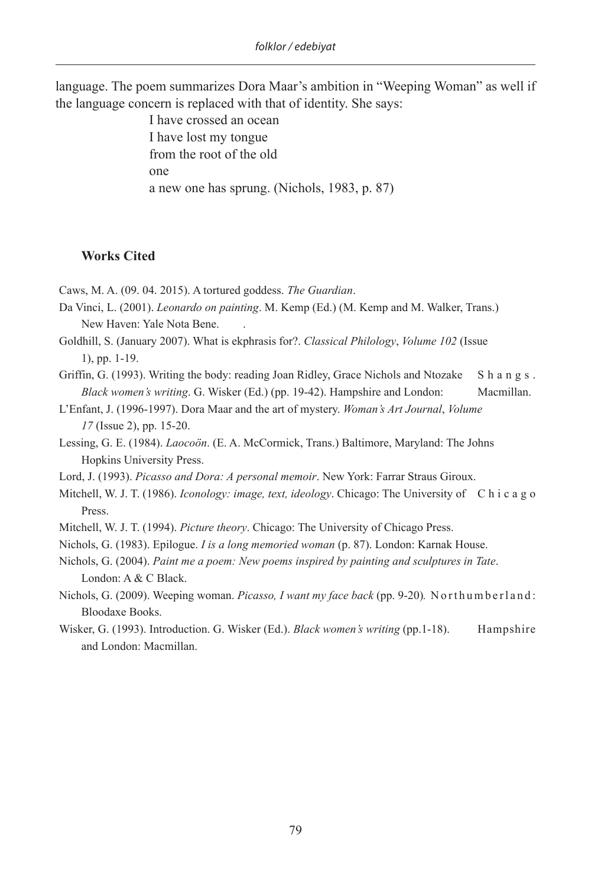language. The poem summarizes Dora Maar's ambition in "Weeping Woman" as well if the language concern is replaced with that of identity. She says:

> I have crossed an ocean
> I have lost my tongue
> from the root of the old
> one
> a new one has sprung. (Nichols, 1983, p. 87)

### Works Cited

Caws, M. A. (09. 04. 2015). A tortured goddess. *The Guardian*.

Da Vinci, L. (2001). *Leonardo on painting*. M. Kemp (Ed.) (M. Kemp and M. Walker, Trans.) New Haven: Yale Nota Bene.

Goldhill, S. (January 2007). What is ekphrasis for?. *Classical Philology*, *Volume 102* (Issue 1), pp. 1-19.

Griffin, G. (1993). Writing the body: reading Joan Ridley, Grace Nichols and Ntozake Shangs. *Black women's writing*. G. Wisker (Ed.) (pp. 19-42). Hampshire and London: Macmillan.

L'Enfant, J. (1996-1997). Dora Maar and the art of mystery. *Woman's Art Journal*, *Volume 17* (Issue 2), pp. 15-20.

Lessing, G. E. (1984). *Laocoön*. (E. A. McCormick, Trans.) Baltimore, Maryland: The Johns Hopkins University Press.

Lord, J. (1993). *Picasso and Dora: A personal memoir*. New York: Farrar Straus Giroux.

Mitchell, W. J. T. (1986). *Iconology: image, text, ideology*. Chicago: The University of Chicago Press.

Mitchell, W. J. T. (1994). *Picture theory*. Chicago: The University of Chicago Press.

Nichols, G. (1983). Epilogue. *I is a long memoried woman* (p. 87). London: Karnak House.

Nichols, G. (2004). *Paint me a poem: New poems inspired by painting and sculptures in Tate*. London: A & C Black.

Nichols, G. (2009). Weeping woman. *Picasso, I want my face back* (pp. 9-20). Northumberland: Bloodaxe Books.

Wisker, G. (1993). Introduction. G. Wisker (Ed.). *Black women's writing* (pp.1-18). Hampshire and London: Macmillan.